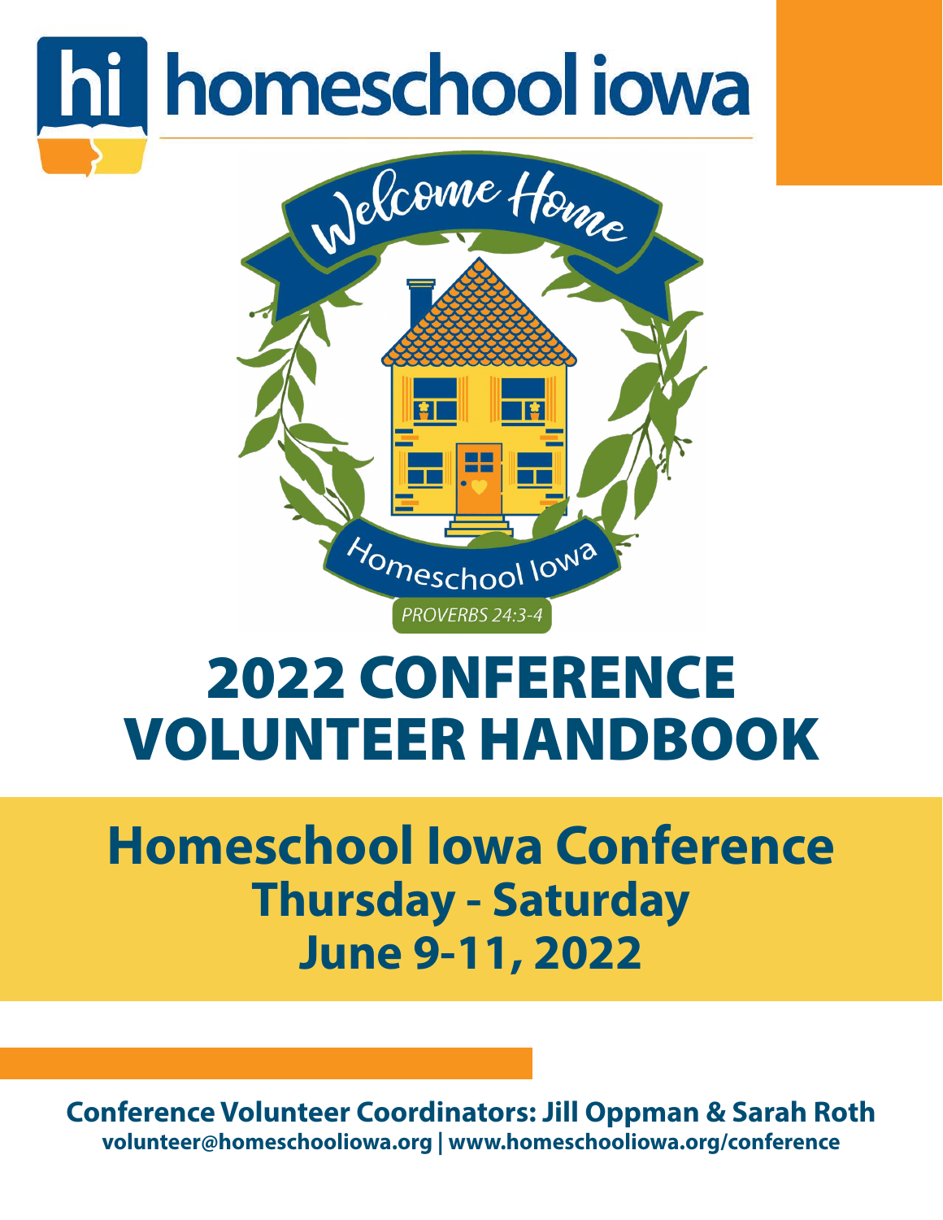hi homeschool iowa

Welcome Home

Homeschool Iowa

*PROVERBS 24:3-4*

# 2022 CONFERENCE VOLUNTEER HANDBOOK

## Homeschool Iowa Conference
### Thursday - Saturday
### June 9-11, 2022

**Conference Volunteer Coordinators: Jill Oppman & Sarah Roth**
**volunteer@homeschooliowa.org | www.homeschooliowa.org/conference**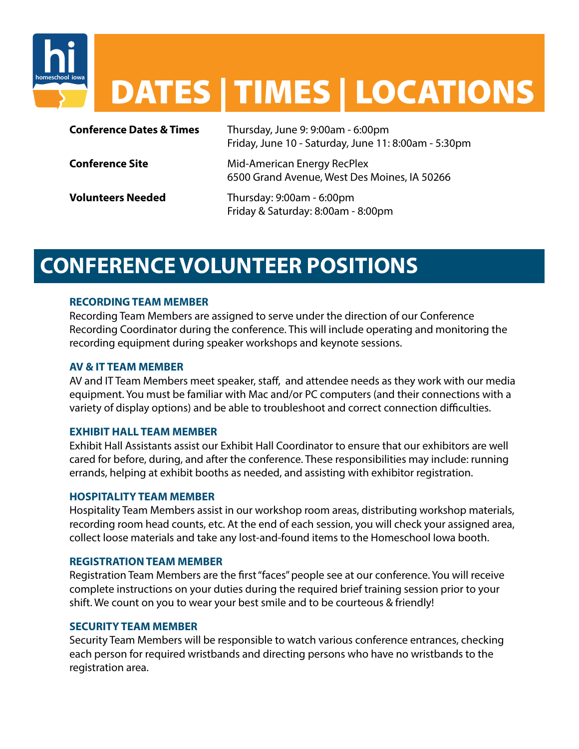# DATES | TIMES | LOCATIONS

| | |
|---|---|
| **Conference Dates & Times** | Thursday, June 9: 9:00am - 6:00pm<br>Friday, June 10 - Saturday, June 11: 8:00am - 5:30pm |
| **Conference Site** | Mid-American Energy RecPlex<br>6500 Grand Avenue, West Des Moines, IA 50266 |
| **Volunteers Needed** | Thursday: 9:00am - 6:00pm<br>Friday & Saturday: 8:00am - 8:00pm |

## CONFERENCE VOLUNTEER POSITIONS

### RECORDING TEAM MEMBER

Recording Team Members are assigned to serve under the direction of our Conference Recording Coordinator during the conference. This will include operating and monitoring the recording equipment during speaker workshops and keynote sessions.

### AV & IT TEAM MEMBER

AV and IT Team Members meet speaker, staff, and attendee needs as they work with our media equipment. You must be familiar with Mac and/or PC computers (and their connections with a variety of display options) and be able to troubleshoot and correct connection difficulties.

### EXHIBIT HALL TEAM MEMBER

Exhibit Hall Assistants assist our Exhibit Hall Coordinator to ensure that our exhibitors are well cared for before, during, and after the conference. These responsibilities may include: running errands, helping at exhibit booths as needed, and assisting with exhibitor registration.

### HOSPITALITY TEAM MEMBER

Hospitality Team Members assist in our workshop room areas, distributing workshop materials, recording room head counts, etc. At the end of each session, you will check your assigned area, collect loose materials and take any lost-and-found items to the Homeschool Iowa booth.

### REGISTRATION TEAM MEMBER

Registration Team Members are the first "faces" people see at our conference. You will receive complete instructions on your duties during the required brief training session prior to your shift. We count on you to wear your best smile and to be courteous & friendly!

### SECURITY TEAM MEMBER

Security Team Members will be responsible to watch various conference entrances, checking each person for required wristbands and directing persons who have no wristbands to the registration area.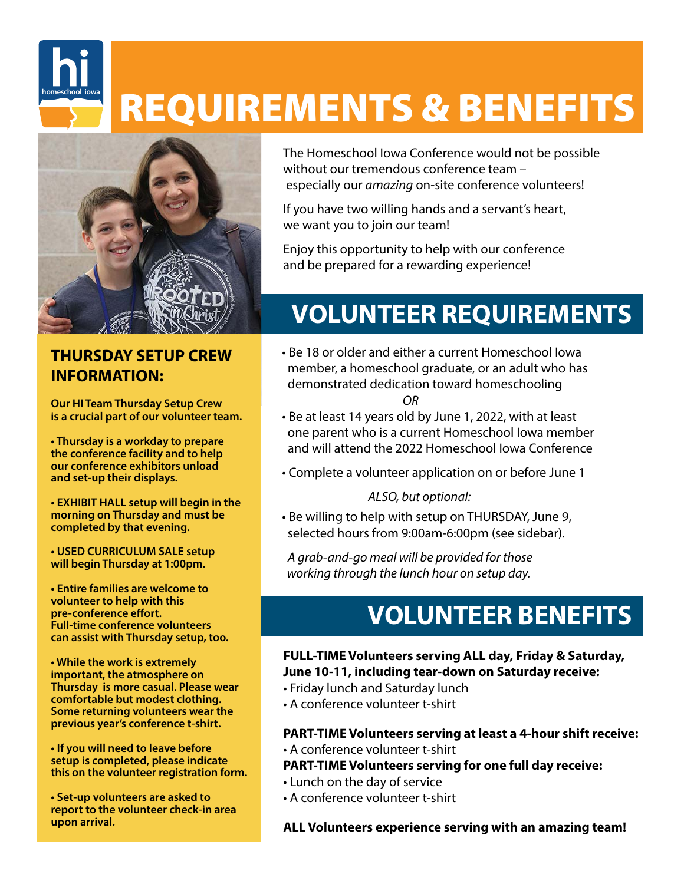# REQUIREMENTS & BENEFITS

The Homeschool Iowa Conference would not be possible without our tremendous conference team – especially our *amazing* on-site conference volunteers!

If you have two willing hands and a servant's heart, we want you to join our team!

Enjoy this opportunity to help with our conference and be prepared for a rewarding experience!

## VOLUNTEER REQUIREMENTS

- Be 18 or older and either a current Homeschool Iowa member, a homeschool graduate, or an adult who has demonstrated dedication toward homeschooling

*OR*

- Be at least 14 years old by June 1, 2022, with at least one parent who is a current Homeschool Iowa member and will attend the 2022 Homeschool Iowa Conference
- Complete a volunteer application on or before June 1

*ALSO, but optional:*

- Be willing to help with setup on THURSDAY, June 9, selected hours from 9:00am-6:00pm (see sidebar).

*A grab-and-go meal will be provided for those working through the lunch hour on setup day.*

## VOLUNTEER BENEFITS

**FULL-TIME Volunteers serving ALL day, Friday & Saturday, June 10-11, including tear-down on Saturday receive:**

- Friday lunch and Saturday lunch
- A conference volunteer t-shirt

**PART-TIME Volunteers serving at least a 4-hour shift receive:**

- A conference volunteer t-shirt

**PART-TIME Volunteers serving for one full day receive:**

- Lunch on the day of service
- A conference volunteer t-shirt

**ALL Volunteers experience serving with an amazing team!**

## THURSDAY SETUP CREW INFORMATION:

**Our HI Team Thursday Setup Crew is a crucial part of our volunteer team.**

- **Thursday is a workday to prepare the conference facility and to help our conference exhibitors unload and set-up their displays.**
- **EXHIBIT HALL setup will begin in the morning on Thursday and must be completed by that evening.**
- **USED CURRICULUM SALE setup will begin Thursday at 1:00pm.**
- **Entire families are welcome to volunteer to help with this pre-conference effort. Full-time conference volunteers can assist with Thursday setup, too.**
- **While the work is extremely important, the atmosphere on Thursday is more casual. Please wear comfortable but modest clothing. Some returning volunteers wear the previous year's conference t-shirt.**
- **If you will need to leave before setup is completed, please indicate this on the volunteer registration form.**
- **Set-up volunteers are asked to report to the volunteer check-in area upon arrival.**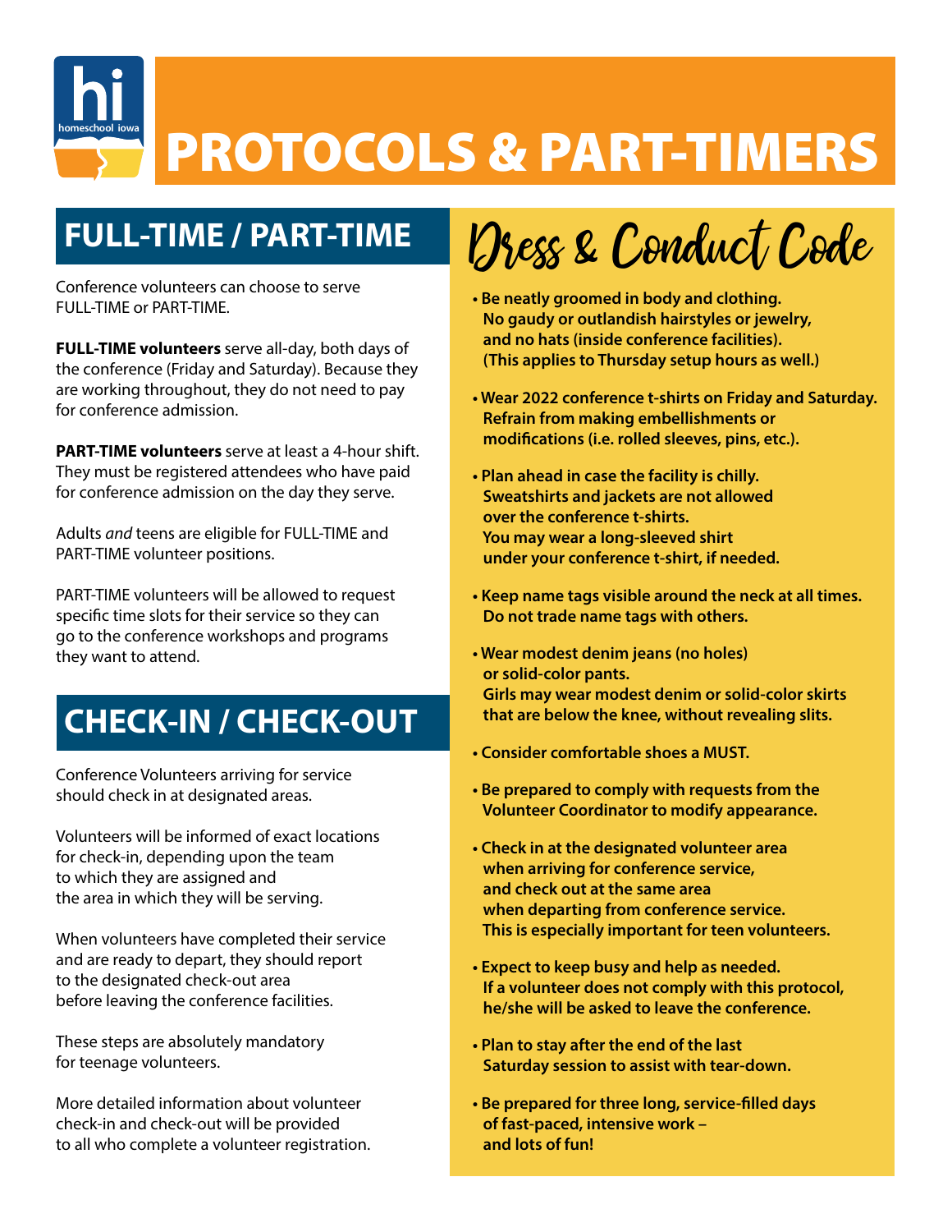hi homeschool iowa

# PROTOCOLS & PART-TIMERS

## FULL-TIME / PART-TIME

Conference volunteers can choose to serve FULL-TIME or PART-TIME.

**FULL-TIME volunteers** serve all-day, both days of the conference (Friday and Saturday). Because they are working throughout, they do not need to pay for conference admission.

**PART-TIME volunteers** serve at least a 4-hour shift. They must be registered attendees who have paid for conference admission on the day they serve.

Adults *and* teens are eligible for FULL-TIME and PART-TIME volunteer positions.

PART-TIME volunteers will be allowed to request specific time slots for their service so they can go to the conference workshops and programs they want to attend.

## CHECK-IN / CHECK-OUT

Conference Volunteers arriving for service should check in at designated areas.

Volunteers will be informed of exact locations for check-in, depending upon the team to which they are assigned and the area in which they will be serving.

When volunteers have completed their service and are ready to depart, they should report to the designated check-out area before leaving the conference facilities.

These steps are absolutely mandatory for teenage volunteers.

More detailed information about volunteer check-in and check-out will be provided to all who complete a volunteer registration.

## Dress & Conduct Code

- **Be neatly groomed in body and clothing. No gaudy or outlandish hairstyles or jewelry, and no hats (inside conference facilities). (This applies to Thursday setup hours as well.)**
- **Wear 2022 conference t-shirts on Friday and Saturday. Refrain from making embellishments or modifications (i.e. rolled sleeves, pins, etc.).**
- **Plan ahead in case the facility is chilly. Sweatshirts and jackets are not allowed over the conference t-shirts. You may wear a long-sleeved shirt under your conference t-shirt, if needed.**
- **Keep name tags visible around the neck at all times. Do not trade name tags with others.**
- **Wear modest denim jeans (no holes) or solid-color pants. Girls may wear modest denim or solid-color skirts that are below the knee, without revealing slits.**
- **Consider comfortable shoes a MUST.**
- **Be prepared to comply with requests from the Volunteer Coordinator to modify appearance.**
- **Check in at the designated volunteer area when arriving for conference service, and check out at the same area when departing from conference service. This is especially important for teen volunteers.**
- **Expect to keep busy and help as needed. If a volunteer does not comply with this protocol, he/she will be asked to leave the conference.**
- **Plan to stay after the end of the last Saturday session to assist with tear-down.**
- **Be prepared for three long, service-filled days of fast-paced, intensive work – and lots of fun!**